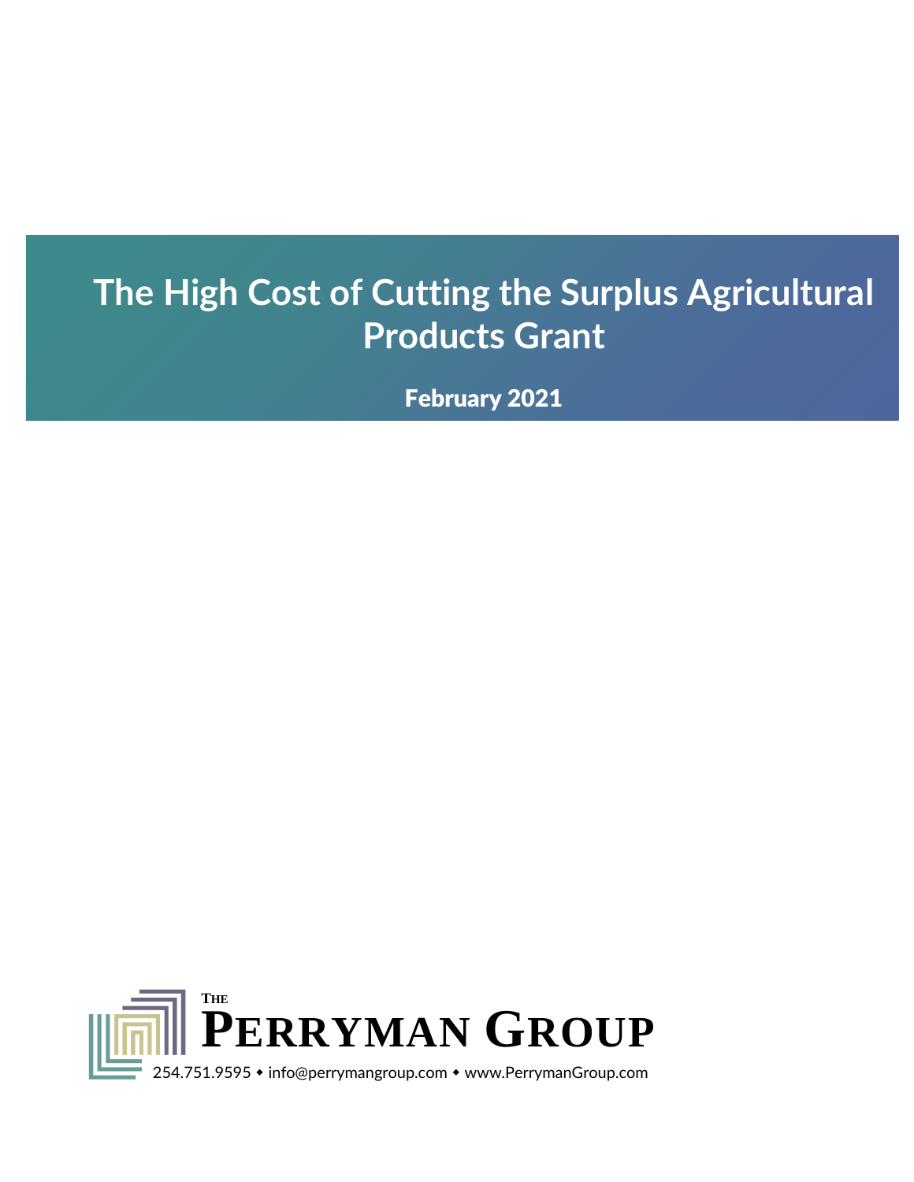# The High Cost of Cutting the Surplus Agricultural Products Grant

February 2021

The Perryman Group

254.751.9595 • info@perrymangroup.com • www.PerrymanGroup.com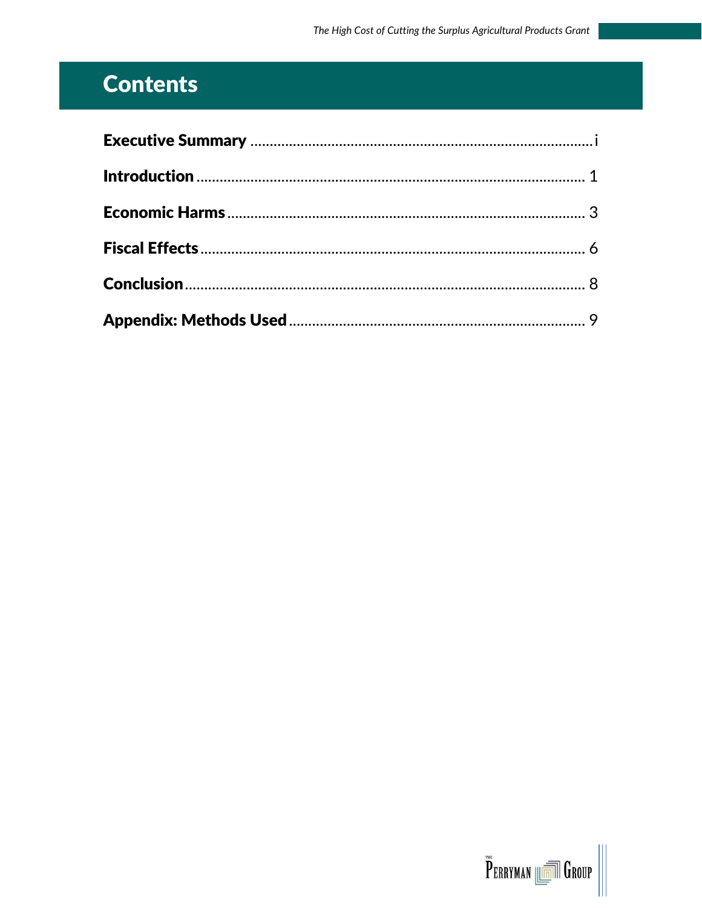# Contents

**Executive Summary** ........................................................................................ i

**Introduction** ..................................................................................................... 1

**Economic Harms** ............................................................................................. 3

**Fiscal Effects** ................................................................................................... 6

**Conclusion** ....................................................................................................... 8

**Appendix: Methods Used** ............................................................................... 9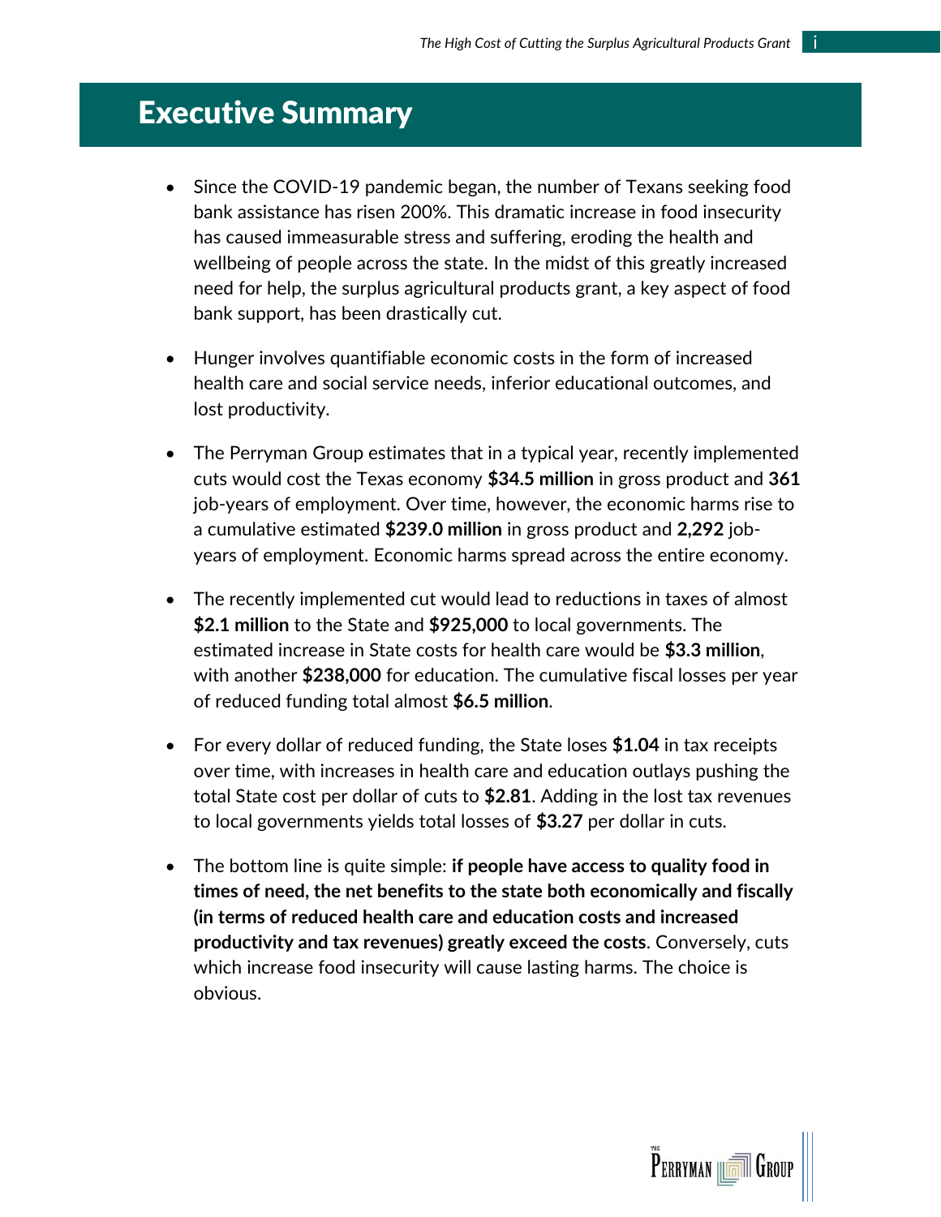# Executive Summary

- Since the COVID-19 pandemic began, the number of Texans seeking food bank assistance has risen 200%. This dramatic increase in food insecurity has caused immeasurable stress and suffering, eroding the health and wellbeing of people across the state. In the midst of this greatly increased need for help, the surplus agricultural products grant, a key aspect of food bank support, has been drastically cut.

- Hunger involves quantifiable economic costs in the form of increased health care and social service needs, inferior educational outcomes, and lost productivity.

- The Perryman Group estimates that in a typical year, recently implemented cuts would cost the Texas economy **$34.5 million** in gross product and **361** job-years of employment. Over time, however, the economic harms rise to a cumulative estimated **$239.0 million** in gross product and **2,292** job-years of employment. Economic harms spread across the entire economy.

- The recently implemented cut would lead to reductions in taxes of almost **$2.1 million** to the State and **$925,000** to local governments. The estimated increase in State costs for health care would be **$3.3 million**, with another **$238,000** for education. The cumulative fiscal losses per year of reduced funding total almost **$6.5 million**.

- For every dollar of reduced funding, the State loses **$1.04** in tax receipts over time, with increases in health care and education outlays pushing the total State cost per dollar of cuts to **$2.81**. Adding in the lost tax revenues to local governments yields total losses of **$3.27** per dollar in cuts.

- The bottom line is quite simple: **if people have access to quality food in times of need, the net benefits to the state both economically and fiscally (in terms of reduced health care and education costs and increased productivity and tax revenues) greatly exceed the costs**. Conversely, cuts which increase food insecurity will cause lasting harms. The choice is obvious.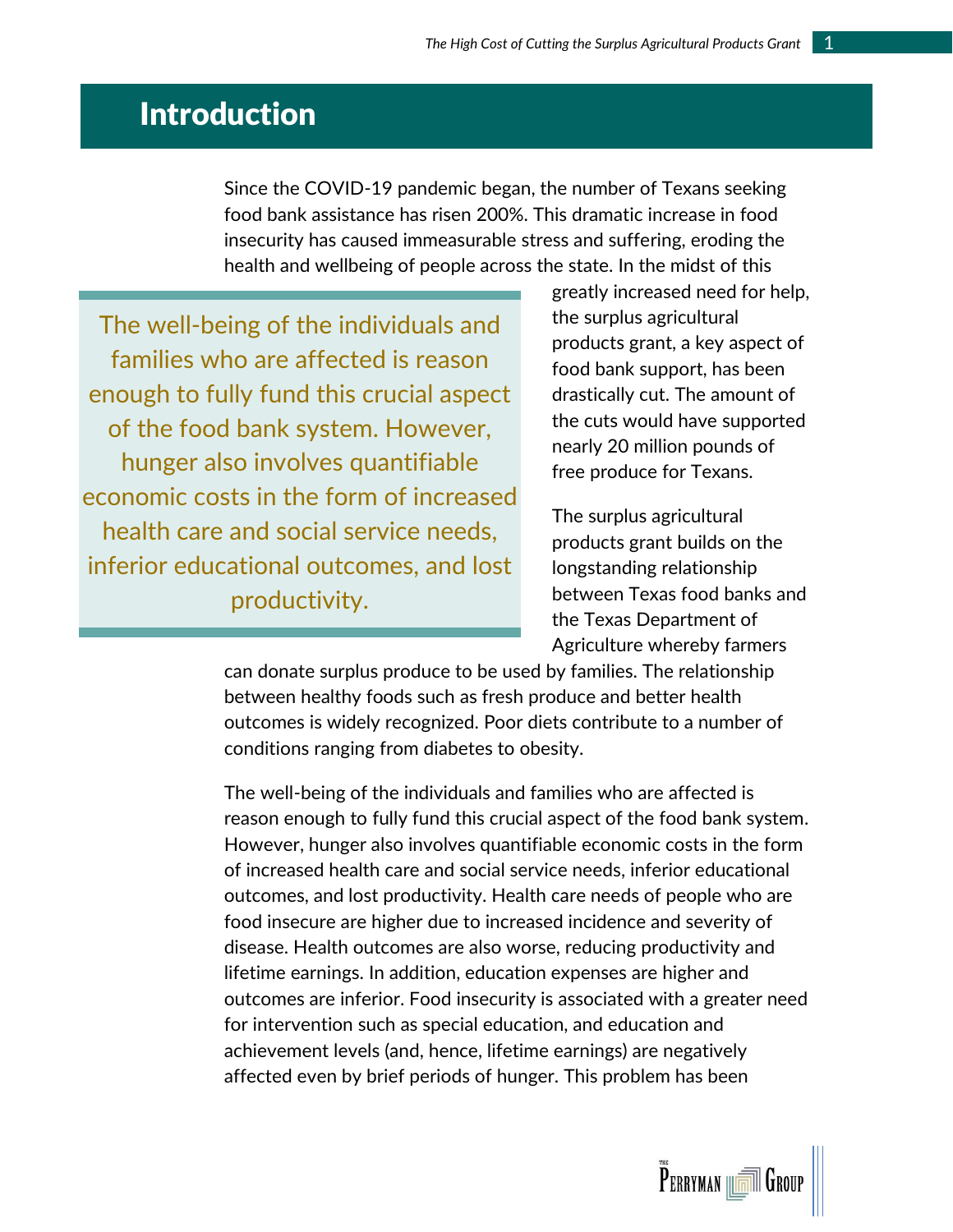# Introduction

Since the COVID-19 pandemic began, the number of Texans seeking food bank assistance has risen 200%. This dramatic increase in food insecurity has caused immeasurable stress and suffering, eroding the health and wellbeing of people across the state. In the midst of this greatly increased need for help, the surplus agricultural products grant, a key aspect of food bank support, has been drastically cut. The amount of the cuts would have supported nearly 20 million pounds of free produce for Texans.

> The well-being of the individuals and families who are affected is reason enough to fully fund this crucial aspect of the food bank system. However, hunger also involves quantifiable economic costs in the form of increased health care and social service needs, inferior educational outcomes, and lost productivity.

The surplus agricultural products grant builds on the longstanding relationship between Texas food banks and the Texas Department of Agriculture whereby farmers can donate surplus produce to be used by families. The relationship between healthy foods such as fresh produce and better health outcomes is widely recognized. Poor diets contribute to a number of conditions ranging from diabetes to obesity.

The well-being of the individuals and families who are affected is reason enough to fully fund this crucial aspect of the food bank system. However, hunger also involves quantifiable economic costs in the form of increased health care and social service needs, inferior educational outcomes, and lost productivity. Health care needs of people who are food insecure are higher due to increased incidence and severity of disease. Health outcomes are also worse, reducing productivity and lifetime earnings. In addition, education expenses are higher and outcomes are inferior. Food insecurity is associated with a greater need for intervention such as special education, and education and achievement levels (and, hence, lifetime earnings) are negatively affected even by brief periods of hunger. This problem has been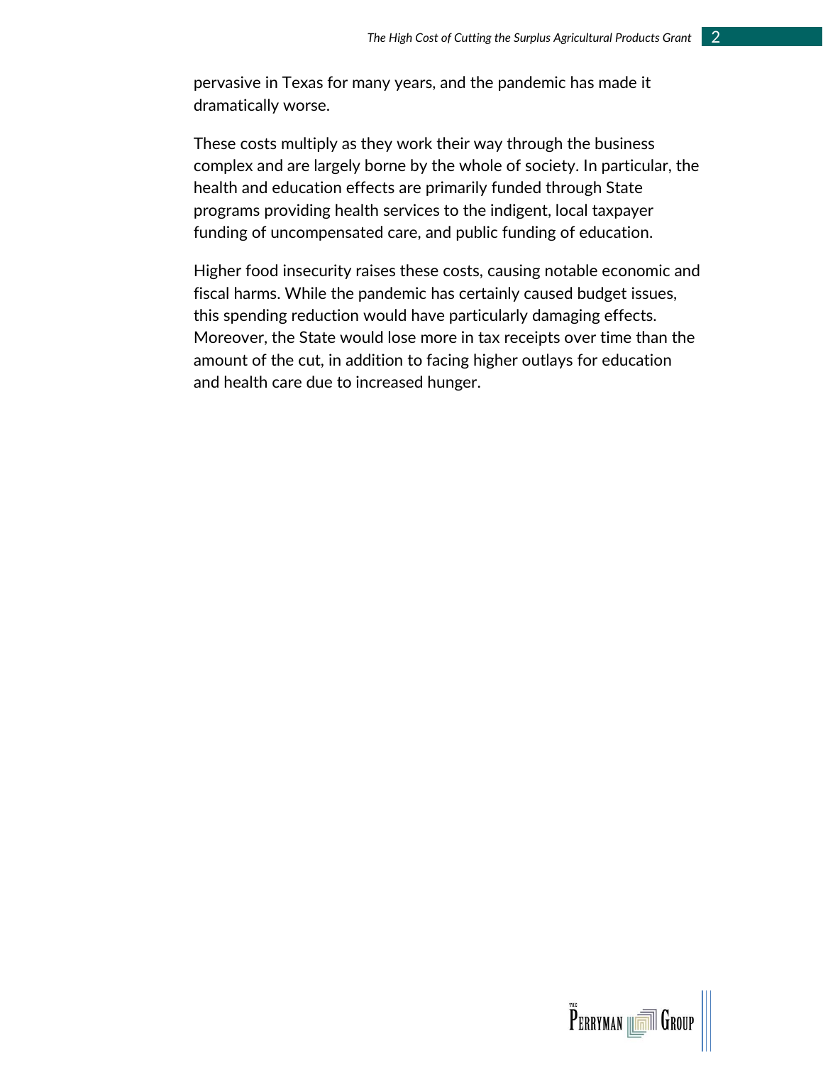pervasive in Texas for many years, and the pandemic has made it dramatically worse.

These costs multiply as they work their way through the business complex and are largely borne by the whole of society. In particular, the health and education effects are primarily funded through State programs providing health services to the indigent, local taxpayer funding of uncompensated care, and public funding of education.

Higher food insecurity raises these costs, causing notable economic and fiscal harms. While the pandemic has certainly caused budget issues, this spending reduction would have particularly damaging effects. Moreover, the State would lose more in tax receipts over time than the amount of the cut, in addition to facing higher outlays for education and health care due to increased hunger.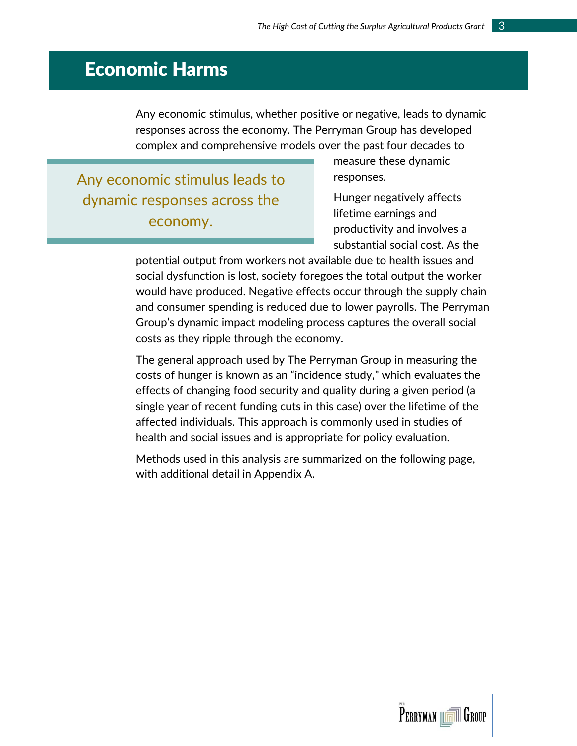# Economic Harms

Any economic stimulus, whether positive or negative, leads to dynamic responses across the economy. The Perryman Group has developed complex and comprehensive models over the past four decades to measure these dynamic responses.

> Any economic stimulus leads to dynamic responses across the economy.

Hunger negatively affects lifetime earnings and productivity and involves a substantial social cost. As the potential output from workers not available due to health issues and social dysfunction is lost, society foregoes the total output the worker would have produced. Negative effects occur through the supply chain and consumer spending is reduced due to lower payrolls. The Perryman Group's dynamic impact modeling process captures the overall social costs as they ripple through the economy.

The general approach used by The Perryman Group in measuring the costs of hunger is known as an "incidence study," which evaluates the effects of changing food security and quality during a given period (a single year of recent funding cuts in this case) over the lifetime of the affected individuals. This approach is commonly used in studies of health and social issues and is appropriate for policy evaluation.

Methods used in this analysis are summarized on the following page, with additional detail in Appendix A.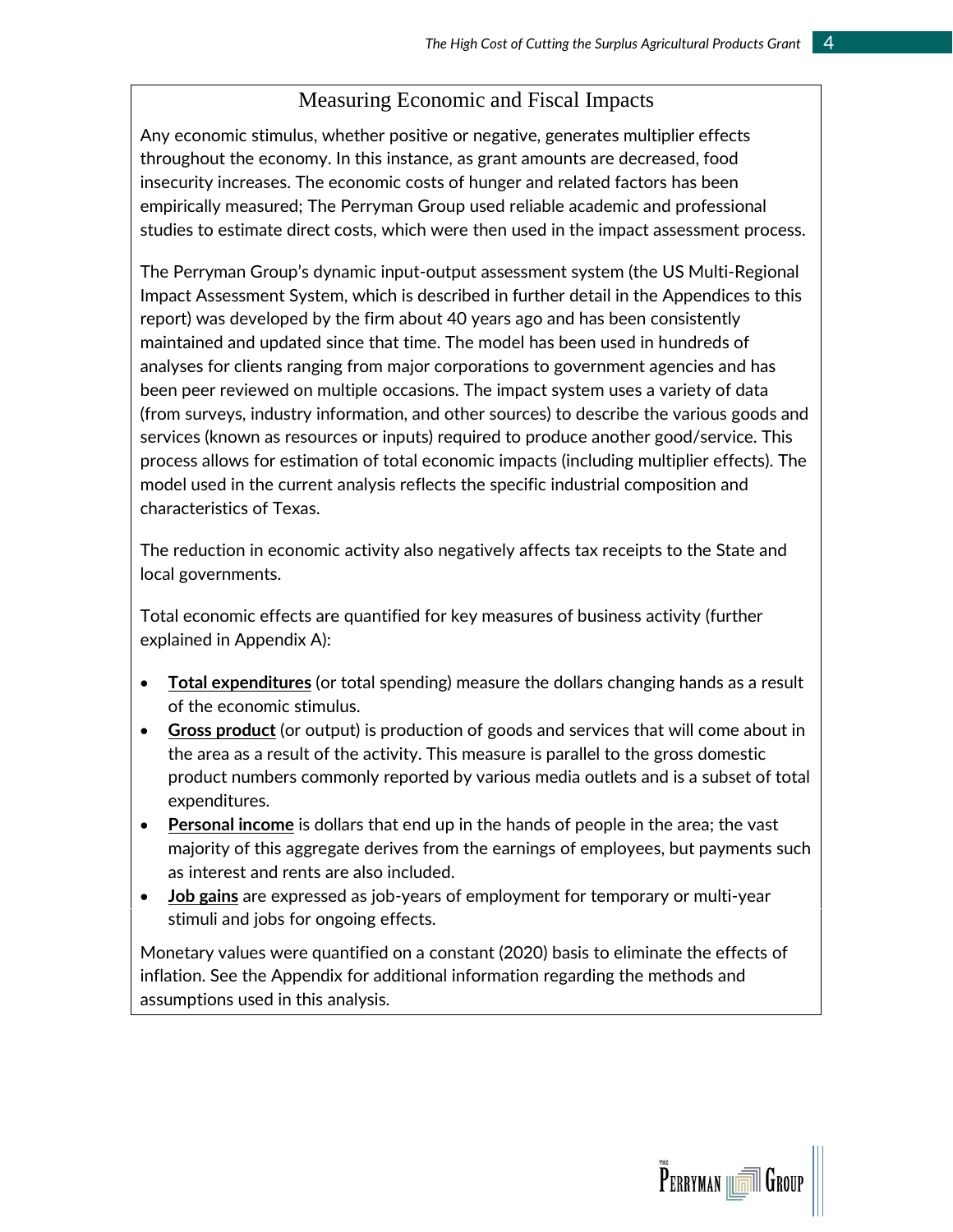## Measuring Economic and Fiscal Impacts

Any economic stimulus, whether positive or negative, generates multiplier effects throughout the economy. In this instance, as grant amounts are decreased, food insecurity increases. The economic costs of hunger and related factors has been empirically measured; The Perryman Group used reliable academic and professional studies to estimate direct costs, which were then used in the impact assessment process.

The Perryman Group's dynamic input-output assessment system (the US Multi-Regional Impact Assessment System, which is described in further detail in the Appendices to this report) was developed by the firm about 40 years ago and has been consistently maintained and updated since that time. The model has been used in hundreds of analyses for clients ranging from major corporations to government agencies and has been peer reviewed on multiple occasions. The impact system uses a variety of data (from surveys, industry information, and other sources) to describe the various goods and services (known as resources or inputs) required to produce another good/service. This process allows for estimation of total economic impacts (including multiplier effects). The model used in the current analysis reflects the specific industrial composition and characteristics of Texas.

The reduction in economic activity also negatively affects tax receipts to the State and local governments.

Total economic effects are quantified for key measures of business activity (further explained in Appendix A):

- **Total expenditures** (or total spending) measure the dollars changing hands as a result of the economic stimulus.
- **Gross product** (or output) is production of goods and services that will come about in the area as a result of the activity. This measure is parallel to the gross domestic product numbers commonly reported by various media outlets and is a subset of total expenditures.
- **Personal income** is dollars that end up in the hands of people in the area; the vast majority of this aggregate derives from the earnings of employees, but payments such as interest and rents are also included.
- **Job gains** are expressed as job-years of employment for temporary or multi-year stimuli and jobs for ongoing effects.

Monetary values were quantified on a constant (2020) basis to eliminate the effects of inflation. See the Appendix for additional information regarding the methods and assumptions used in this analysis.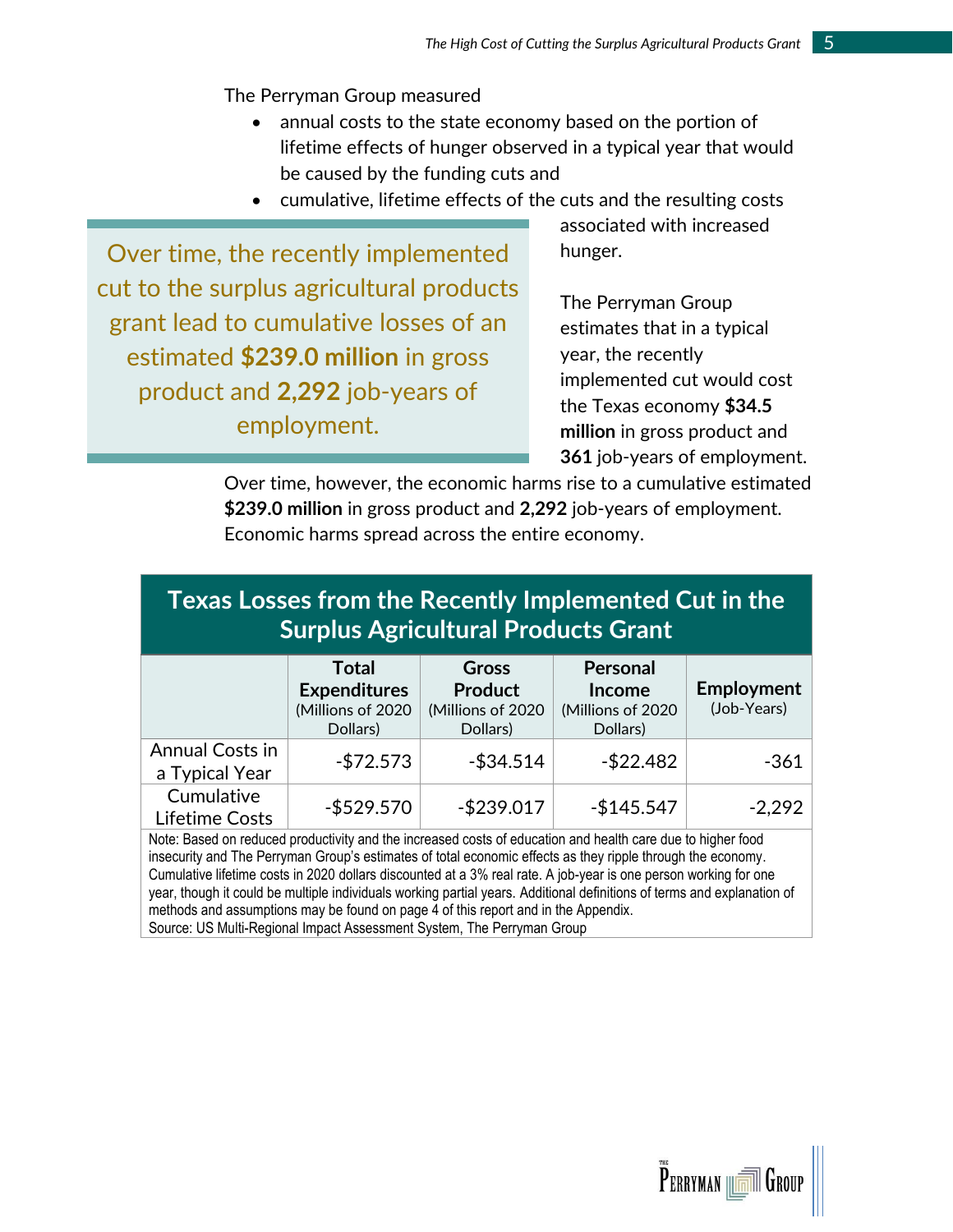The Perryman Group measured

- annual costs to the state economy based on the portion of lifetime effects of hunger observed in a typical year that would be caused by the funding cuts and
- cumulative, lifetime effects of the cuts and the resulting costs associated with increased hunger.

> Over time, the recently implemented cut to the surplus agricultural products grant lead to cumulative losses of an estimated **$239.0 million** in gross product and **2,292** job-years of employment.

The Perryman Group estimates that in a typical year, the recently implemented cut would cost the Texas economy **$34.5 million** in gross product and **361** job-years of employment. Over time, however, the economic harms rise to a cumulative estimated **$239.0 million** in gross product and **2,292** job-years of employment. Economic harms spread across the entire economy.

**Texas Losses from the Recently Implemented Cut in the Surplus Agricultural Products Grant**

| | Total Expenditures (Millions of 2020 Dollars) | Gross Product (Millions of 2020 Dollars) | Personal Income (Millions of 2020 Dollars) | Employment (Job-Years) |
|---|---|---|---|---|
| Annual Costs in a Typical Year | -$72.573 | -$34.514 | -$22.482 | -361 |
| Cumulative Lifetime Costs | -$529.570 | -$239.017 | -$145.547 | -2,292 |

Note: Based on reduced productivity and the increased costs of education and health care due to higher food insecurity and The Perryman Group's estimates of total economic effects as they ripple through the economy. Cumulative lifetime costs in 2020 dollars discounted at a 3% real rate. A job-year is one person working for one year, though it could be multiple individuals working partial years. Additional definitions of terms and explanation of methods and assumptions may be found on page 4 of this report and in the Appendix.
Source: US Multi-Regional Impact Assessment System, The Perryman Group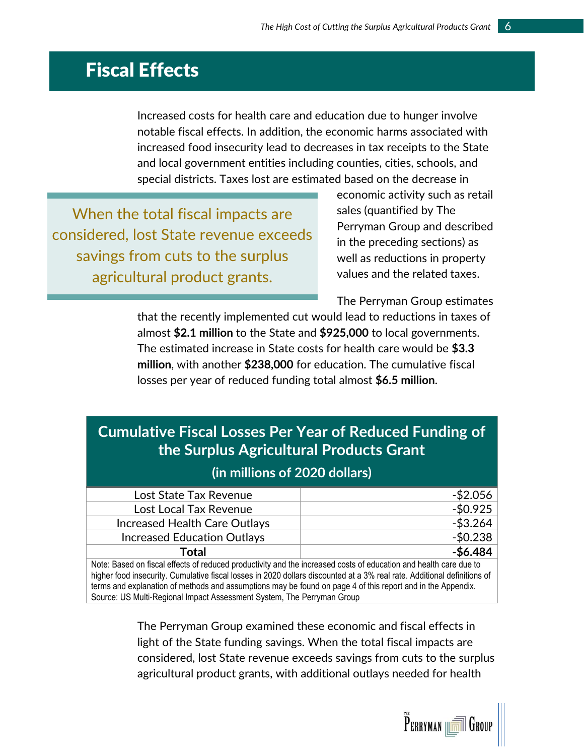## Fiscal Effects

Increased costs for health care and education due to hunger involve notable fiscal effects. In addition, the economic harms associated with increased food insecurity lead to decreases in tax receipts to the State and local government entities including counties, cities, schools, and special districts. Taxes lost are estimated based on the decrease in economic activity such as retail sales (quantified by The Perryman Group and described in the preceding sections) as well as reductions in property values and the related taxes.

> When the total fiscal impacts are considered, lost State revenue exceeds savings from cuts to the surplus agricultural product grants.

The Perryman Group estimates that the recently implemented cut would lead to reductions in taxes of almost **$2.1 million** to the State and **$925,000** to local governments. The estimated increase in State costs for health care would be **$3.3 million**, with another **$238,000** for education. The cumulative fiscal losses per year of reduced funding total almost **$6.5 million**.

**Cumulative Fiscal Losses Per Year of Reduced Funding of the Surplus Agricultural Products Grant**
**(in millions of 2020 dollars)**

| Item | Amount |
|---|---:|
| Lost State Tax Revenue | -$2.056 |
| Lost Local Tax Revenue | -$0.925 |
| Increased Health Care Outlays | -$3.264 |
| Increased Education Outlays | -$0.238 |
| **Total** | **-$6.484** |

Note: Based on fiscal effects of reduced productivity and the increased costs of education and health care due to higher food insecurity. Cumulative fiscal losses in 2020 dollars discounted at a 3% real rate. Additional definitions of terms and explanation of methods and assumptions may be found on page 4 of this report and in the Appendix.
Source: US Multi-Regional Impact Assessment System, The Perryman Group

The Perryman Group examined these economic and fiscal effects in light of the State funding savings. When the total fiscal impacts are considered, lost State revenue exceeds savings from cuts to the surplus agricultural product grants, with additional outlays needed for health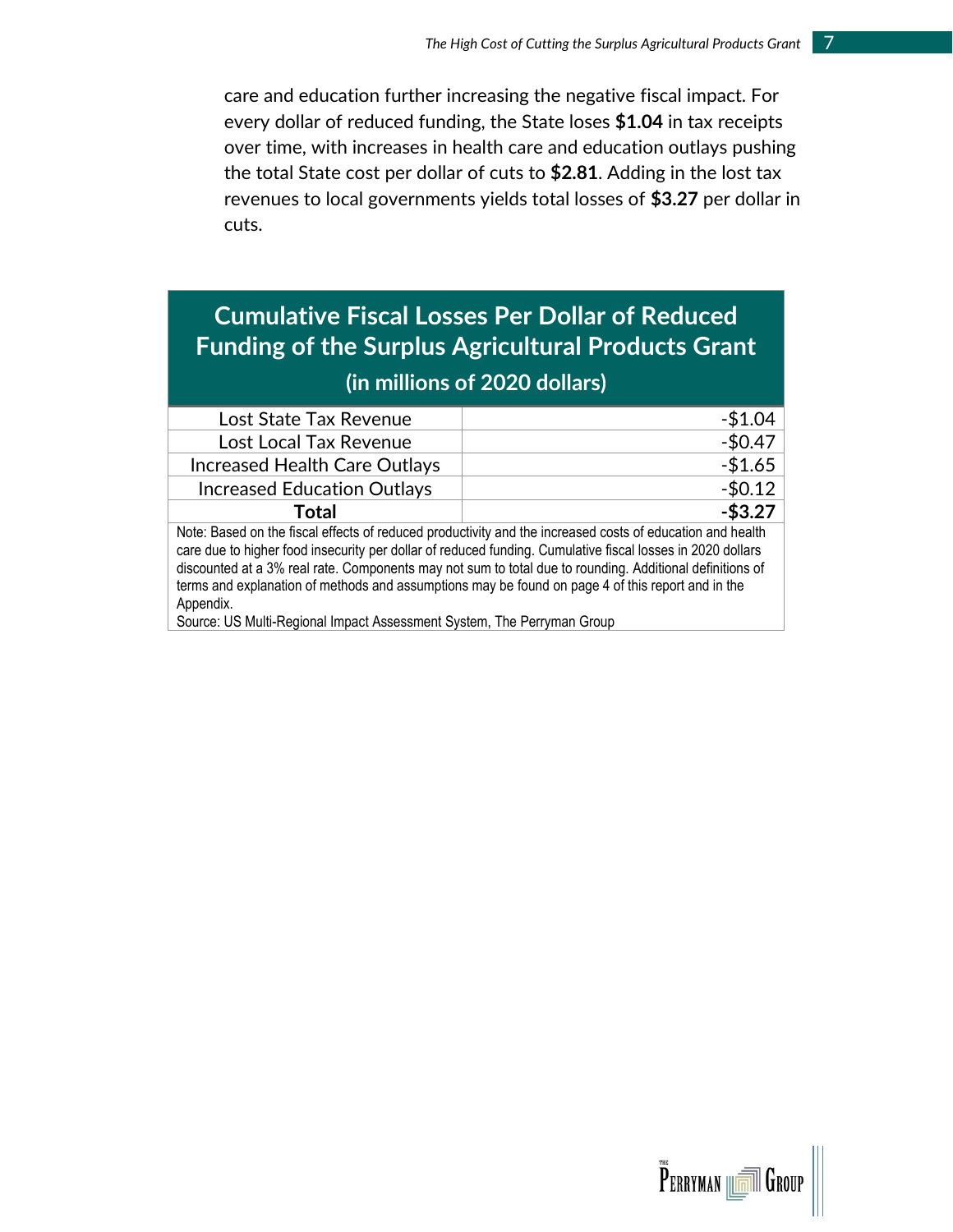care and education further increasing the negative fiscal impact. For every dollar of reduced funding, the State loses **$1.04** in tax receipts over time, with increases in health care and education outlays pushing the total State cost per dollar of cuts to **$2.81**. Adding in the lost tax revenues to local governments yields total losses of **$3.27** per dollar in cuts.

| Cumulative Fiscal Losses Per Dollar of Reduced Funding of the Surplus Agricultural Products Grant (in millions of 2020 dollars) | |
|---|---|
| Lost State Tax Revenue | -$1.04 |
| Lost Local Tax Revenue | -$0.47 |
| Increased Health Care Outlays | -$1.65 |
| Increased Education Outlays | -$0.12 |
| **Total** | **-$3.27** |

Note: Based on the fiscal effects of reduced productivity and the increased costs of education and health care due to higher food insecurity per dollar of reduced funding. Cumulative fiscal losses in 2020 dollars discounted at a 3% real rate. Components may not sum to total due to rounding. Additional definitions of terms and explanation of methods and assumptions may be found on page 4 of this report and in the Appendix.
Source: US Multi-Regional Impact Assessment System, The Perryman Group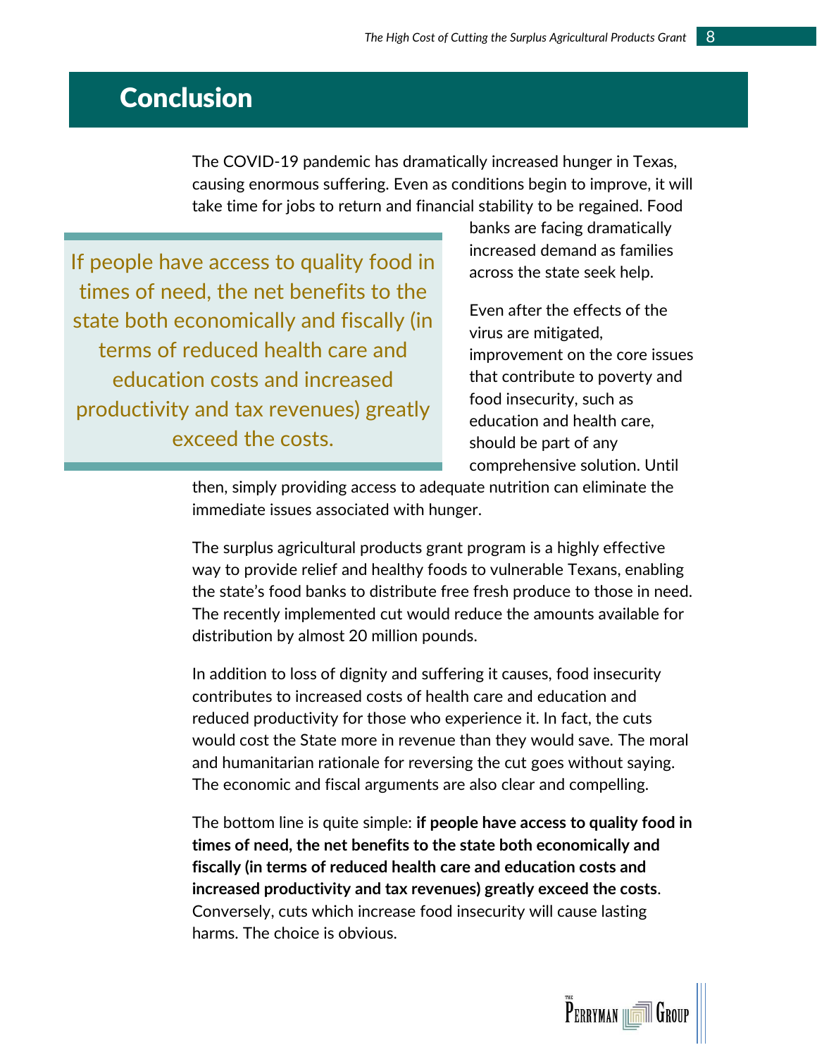## Conclusion

The COVID-19 pandemic has dramatically increased hunger in Texas, causing enormous suffering. Even as conditions begin to improve, it will take time for jobs to return and financial stability to be regained. Food banks are facing dramatically increased demand as families across the state seek help.

> If people have access to quality food in times of need, the net benefits to the state both economically and fiscally (in terms of reduced health care and education costs and increased productivity and tax revenues) greatly exceed the costs.

Even after the effects of the virus are mitigated, improvement on the core issues that contribute to poverty and food insecurity, such as education and health care, should be part of any comprehensive solution. Until then, simply providing access to adequate nutrition can eliminate the immediate issues associated with hunger.

The surplus agricultural products grant program is a highly effective way to provide relief and healthy foods to vulnerable Texans, enabling the state's food banks to distribute free fresh produce to those in need. The recently implemented cut would reduce the amounts available for distribution by almost 20 million pounds.

In addition to loss of dignity and suffering it causes, food insecurity contributes to increased costs of health care and education and reduced productivity for those who experience it. In fact, the cuts would cost the State more in revenue than they would save. The moral and humanitarian rationale for reversing the cut goes without saying. The economic and fiscal arguments are also clear and compelling.

The bottom line is quite simple: **if people have access to quality food in times of need, the net benefits to the state both economically and fiscally (in terms of reduced health care and education costs and increased productivity and tax revenues) greatly exceed the costs**. Conversely, cuts which increase food insecurity will cause lasting harms. The choice is obvious.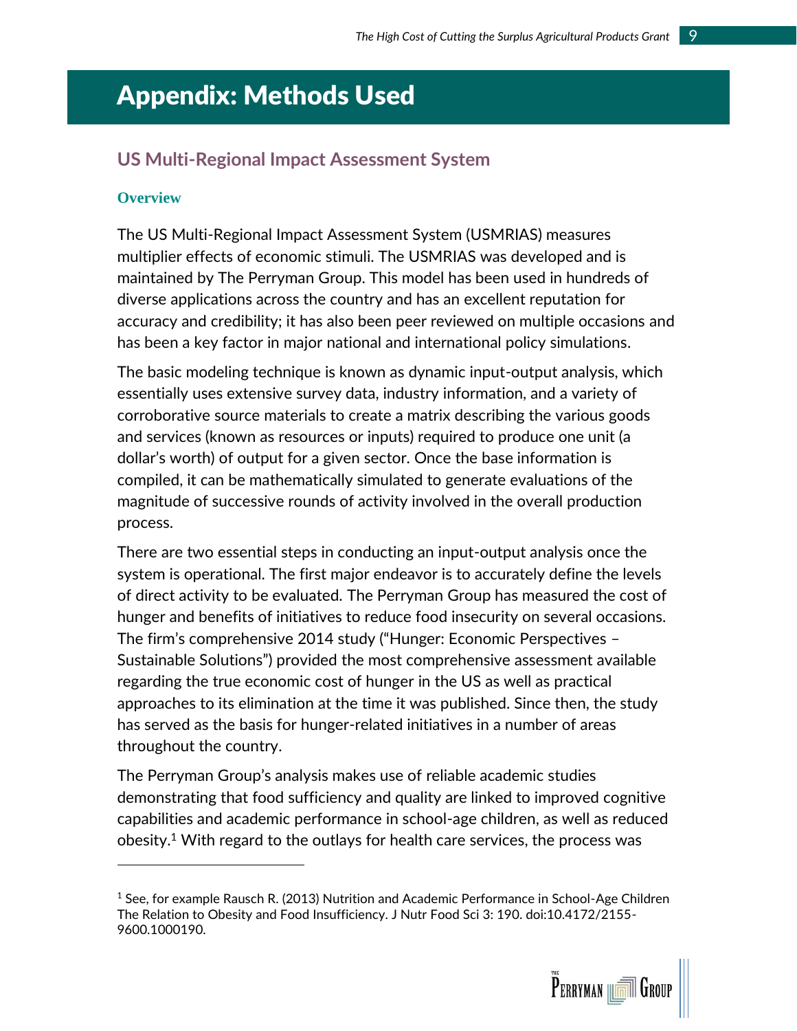# Appendix: Methods Used

## US Multi-Regional Impact Assessment System

### Overview

The US Multi-Regional Impact Assessment System (USMRIAS) measures multiplier effects of economic stimuli. The USMRIAS was developed and is maintained by The Perryman Group. This model has been used in hundreds of diverse applications across the country and has an excellent reputation for accuracy and credibility; it has also been peer reviewed on multiple occasions and has been a key factor in major national and international policy simulations.

The basic modeling technique is known as dynamic input-output analysis, which essentially uses extensive survey data, industry information, and a variety of corroborative source materials to create a matrix describing the various goods and services (known as resources or inputs) required to produce one unit (a dollar's worth) of output for a given sector. Once the base information is compiled, it can be mathematically simulated to generate evaluations of the magnitude of successive rounds of activity involved in the overall production process.

There are two essential steps in conducting an input-output analysis once the system is operational. The first major endeavor is to accurately define the levels of direct activity to be evaluated. The Perryman Group has measured the cost of hunger and benefits of initiatives to reduce food insecurity on several occasions. The firm's comprehensive 2014 study ("Hunger: Economic Perspectives – Sustainable Solutions") provided the most comprehensive assessment available regarding the true economic cost of hunger in the US as well as practical approaches to its elimination at the time it was published. Since then, the study has served as the basis for hunger-related initiatives in a number of areas throughout the country.

The Perryman Group's analysis makes use of reliable academic studies demonstrating that food sufficiency and quality are linked to improved cognitive capabilities and academic performance in school-age children, as well as reduced obesity.[1] With regard to the outlays for health care services, the process was

---

[1] See, for example Rausch R. (2013) Nutrition and Academic Performance in School-Age Children The Relation to Obesity and Food Insufficiency. J Nutr Food Sci 3: 190. doi:10.4172/2155-9600.1000190.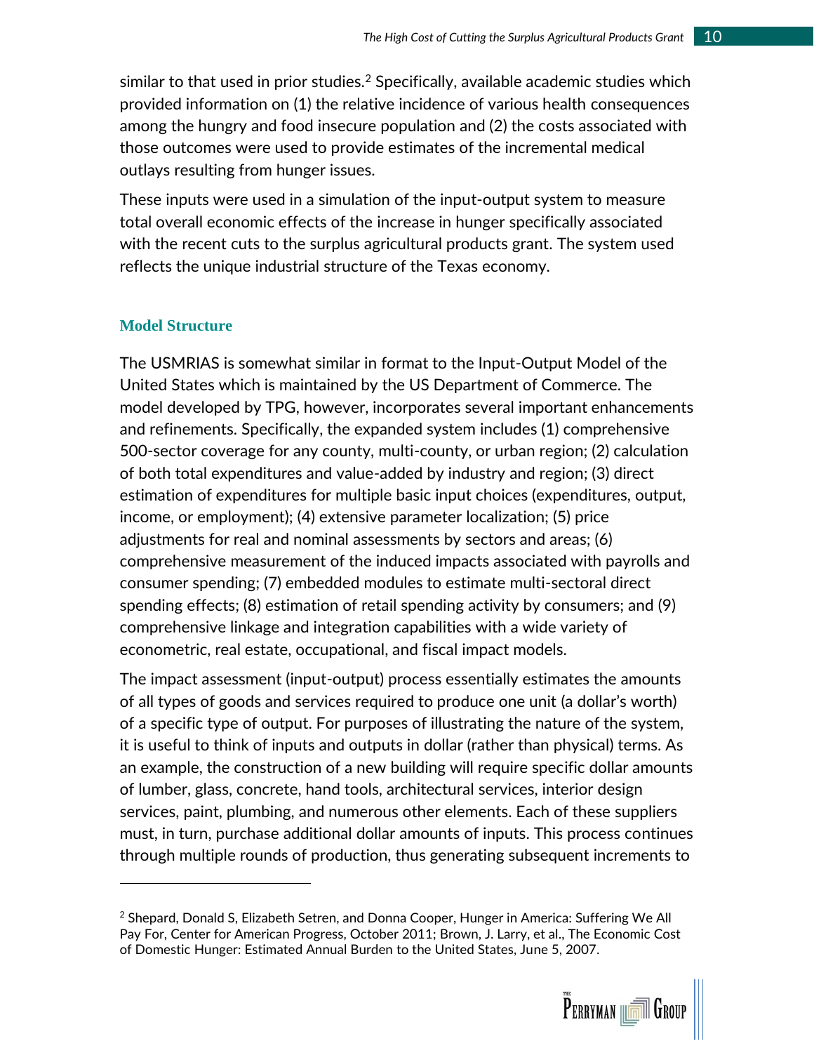similar to that used in prior studies.[2] Specifically, available academic studies which provided information on (1) the relative incidence of various health consequences among the hungry and food insecure population and (2) the costs associated with those outcomes were used to provide estimates of the incremental medical outlays resulting from hunger issues.

These inputs were used in a simulation of the input-output system to measure total overall economic effects of the increase in hunger specifically associated with the recent cuts to the surplus agricultural products grant. The system used reflects the unique industrial structure of the Texas economy.

### Model Structure

The USMRIAS is somewhat similar in format to the Input-Output Model of the United States which is maintained by the US Department of Commerce. The model developed by TPG, however, incorporates several important enhancements and refinements. Specifically, the expanded system includes (1) comprehensive 500-sector coverage for any county, multi-county, or urban region; (2) calculation of both total expenditures and value-added by industry and region; (3) direct estimation of expenditures for multiple basic input choices (expenditures, output, income, or employment); (4) extensive parameter localization; (5) price adjustments for real and nominal assessments by sectors and areas; (6) comprehensive measurement of the induced impacts associated with payrolls and consumer spending; (7) embedded modules to estimate multi-sectoral direct spending effects; (8) estimation of retail spending activity by consumers; and (9) comprehensive linkage and integration capabilities with a wide variety of econometric, real estate, occupational, and fiscal impact models.

The impact assessment (input-output) process essentially estimates the amounts of all types of goods and services required to produce one unit (a dollar's worth) of a specific type of output. For purposes of illustrating the nature of the system, it is useful to think of inputs and outputs in dollar (rather than physical) terms. As an example, the construction of a new building will require specific dollar amounts of lumber, glass, concrete, hand tools, architectural services, interior design services, paint, plumbing, and numerous other elements. Each of these suppliers must, in turn, purchase additional dollar amounts of inputs. This process continues through multiple rounds of production, thus generating subsequent increments to

---

[2] Shepard, Donald S, Elizabeth Setren, and Donna Cooper, Hunger in America: Suffering We All Pay For, Center for American Progress, October 2011; Brown, J. Larry, et al., The Economic Cost of Domestic Hunger: Estimated Annual Burden to the United States, June 5, 2007.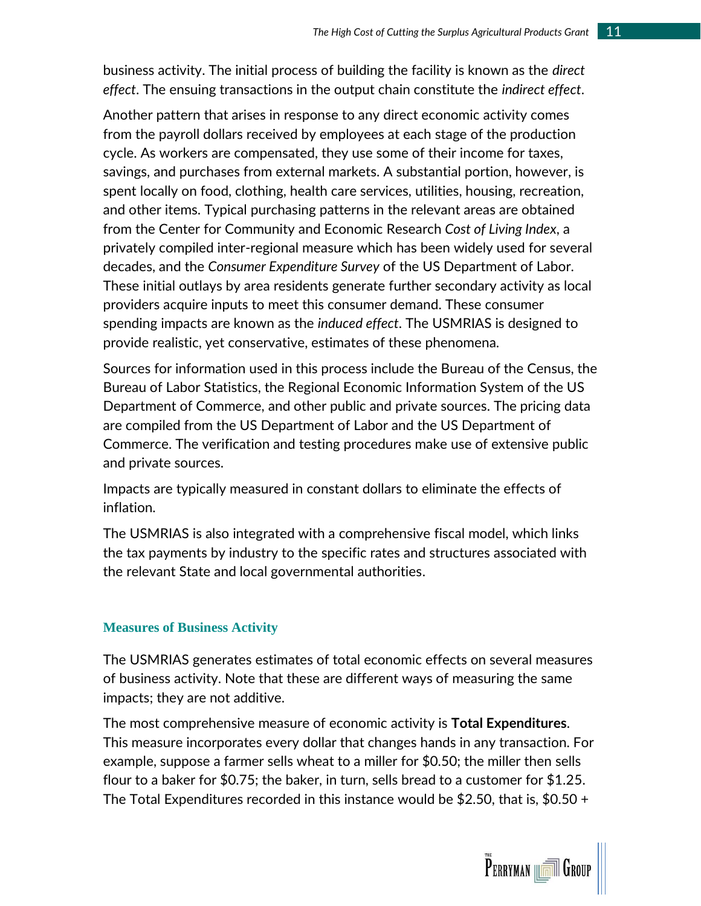business activity. The initial process of building the facility is known as the *direct effect*. The ensuing transactions in the output chain constitute the *indirect effect*.

Another pattern that arises in response to any direct economic activity comes from the payroll dollars received by employees at each stage of the production cycle. As workers are compensated, they use some of their income for taxes, savings, and purchases from external markets. A substantial portion, however, is spent locally on food, clothing, health care services, utilities, housing, recreation, and other items. Typical purchasing patterns in the relevant areas are obtained from the Center for Community and Economic Research *Cost of Living Index*, a privately compiled inter-regional measure which has been widely used for several decades, and the *Consumer Expenditure Survey* of the US Department of Labor. These initial outlays by area residents generate further secondary activity as local providers acquire inputs to meet this consumer demand. These consumer spending impacts are known as the *induced effect*. The USMRIAS is designed to provide realistic, yet conservative, estimates of these phenomena.

Sources for information used in this process include the Bureau of the Census, the Bureau of Labor Statistics, the Regional Economic Information System of the US Department of Commerce, and other public and private sources. The pricing data are compiled from the US Department of Labor and the US Department of Commerce. The verification and testing procedures make use of extensive public and private sources.

Impacts are typically measured in constant dollars to eliminate the effects of inflation.

The USMRIAS is also integrated with a comprehensive fiscal model, which links the tax payments by industry to the specific rates and structures associated with the relevant State and local governmental authorities.

## Measures of Business Activity

The USMRIAS generates estimates of total economic effects on several measures of business activity. Note that these are different ways of measuring the same impacts; they are not additive.

The most comprehensive measure of economic activity is **Total Expenditures**. This measure incorporates every dollar that changes hands in any transaction. For example, suppose a farmer sells wheat to a miller for $0.50; the miller then sells flour to a baker for $0.75; the baker, in turn, sells bread to a customer for $1.25. The Total Expenditures recorded in this instance would be $2.50, that is, $0.50 +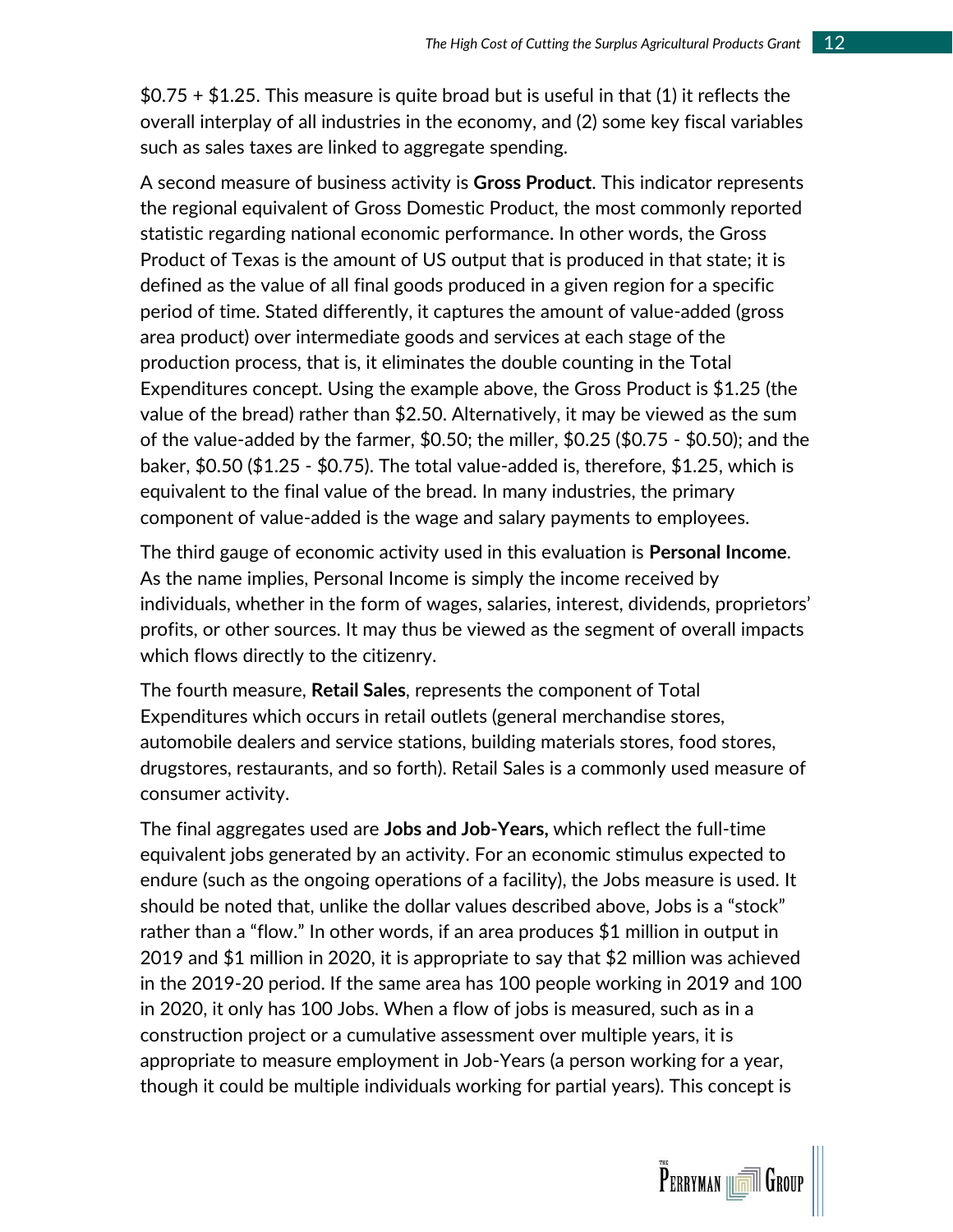$0.75 + $1.25. This measure is quite broad but is useful in that (1) it reflects the overall interplay of all industries in the economy, and (2) some key fiscal variables such as sales taxes are linked to aggregate spending.

A second measure of business activity is **Gross Product**. This indicator represents the regional equivalent of Gross Domestic Product, the most commonly reported statistic regarding national economic performance. In other words, the Gross Product of Texas is the amount of US output that is produced in that state; it is defined as the value of all final goods produced in a given region for a specific period of time. Stated differently, it captures the amount of value-added (gross area product) over intermediate goods and services at each stage of the production process, that is, it eliminates the double counting in the Total Expenditures concept. Using the example above, the Gross Product is $1.25 (the value of the bread) rather than $2.50. Alternatively, it may be viewed as the sum of the value-added by the farmer, $0.50; the miller, $0.25 ($0.75 - $0.50); and the baker, $0.50 ($1.25 - $0.75). The total value-added is, therefore, $1.25, which is equivalent to the final value of the bread. In many industries, the primary component of value-added is the wage and salary payments to employees.

The third gauge of economic activity used in this evaluation is **Personal Income**. As the name implies, Personal Income is simply the income received by individuals, whether in the form of wages, salaries, interest, dividends, proprietors' profits, or other sources. It may thus be viewed as the segment of overall impacts which flows directly to the citizenry.

The fourth measure, **Retail Sales**, represents the component of Total Expenditures which occurs in retail outlets (general merchandise stores, automobile dealers and service stations, building materials stores, food stores, drugstores, restaurants, and so forth). Retail Sales is a commonly used measure of consumer activity.

The final aggregates used are **Jobs and Job-Years,** which reflect the full-time equivalent jobs generated by an activity. For an economic stimulus expected to endure (such as the ongoing operations of a facility), the Jobs measure is used. It should be noted that, unlike the dollar values described above, Jobs is a "stock" rather than a "flow." In other words, if an area produces $1 million in output in 2019 and $1 million in 2020, it is appropriate to say that $2 million was achieved in the 2019-20 period. If the same area has 100 people working in 2019 and 100 in 2020, it only has 100 Jobs. When a flow of jobs is measured, such as in a construction project or a cumulative assessment over multiple years, it is appropriate to measure employment in Job-Years (a person working for a year, though it could be multiple individuals working for partial years). This concept is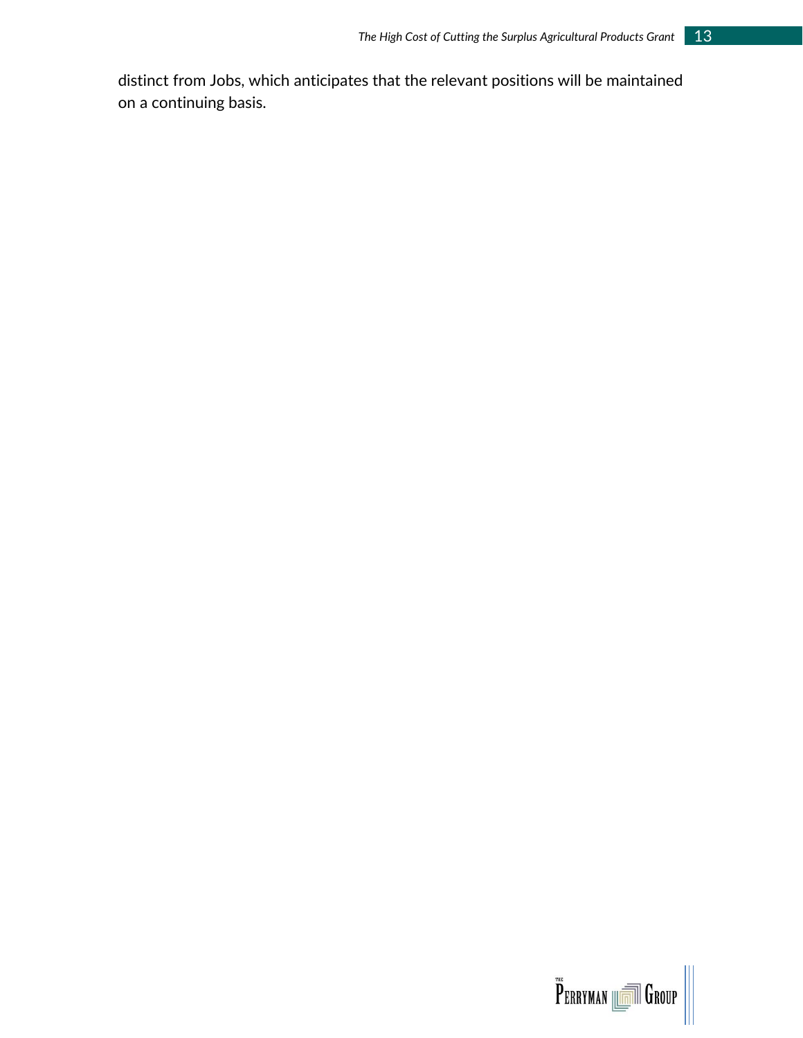distinct from Jobs, which anticipates that the relevant positions will be maintained on a continuing basis.